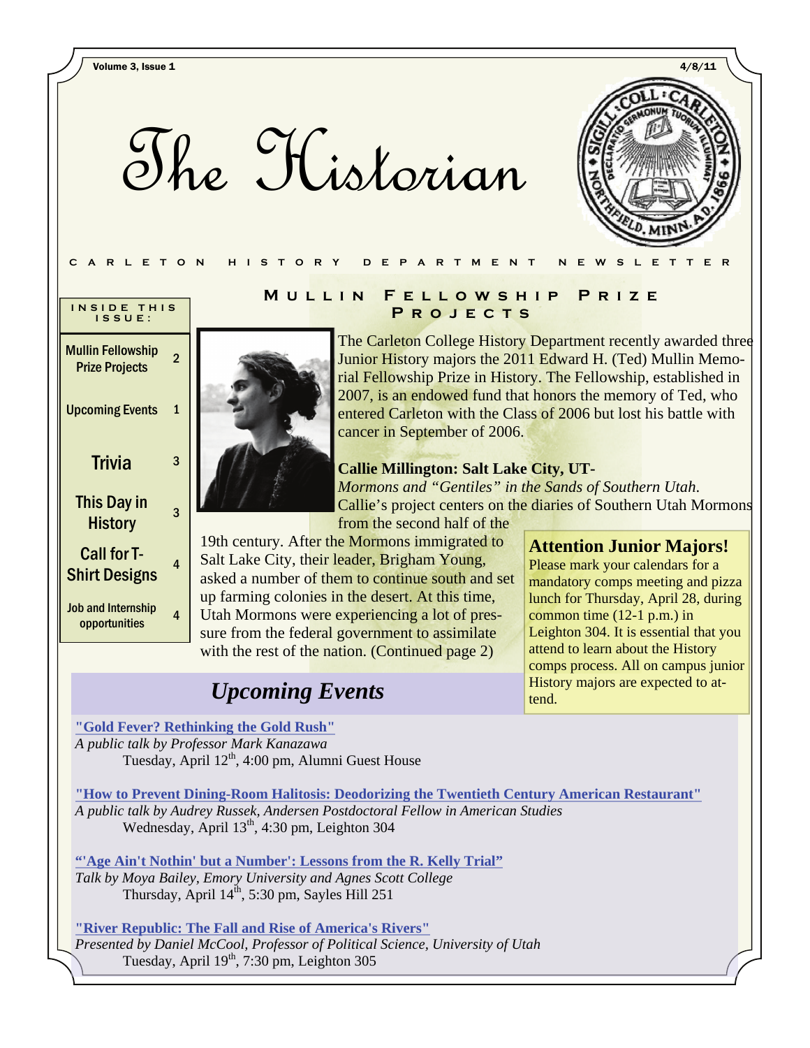# The Historian

CARLETON HISTORY DEPARTMENT NEWSLETTER

**INSIDE THIS ISSUE:**

| | |
|---|---|
| Mullin Fellowship Prize Projects | 2 |
| Upcoming Events | 1 |
| Trivia | 3 |
| This Day in History | 3 |
| Call for T-Shirt Designs | 4 |
| Job and Internship opportunities | 4 |

## Mullin Fellowship Prize Projects

The Carleton College History Department recently awarded three Junior History majors the 2011 Edward H. (Ted) Mullin Memorial Fellowship Prize in History. The Fellowship, established in 2007, is an endowed fund that honors the memory of Ted, who entered Carleton with the Class of 2006 but lost his battle with cancer in September of 2006.

**Callie Millington: Salt Lake City, UT-**
*Mormons and "Gentiles" in the Sands of Southern Utah.* Callie's project centers on the diaries of Southern Utah Mormons from the second half of the 19th century. After the Mormons immigrated to Salt Lake City, their leader, Brigham Young, asked a number of them to continue south and set up farming colonies in the desert. At this time, Utah Mormons were experiencing a lot of pressure from the federal government to assimilate with the rest of the nation. (Continued page 2)

### Attention Junior Majors!

Please mark your calendars for a mandatory comps meeting and pizza lunch for Thursday, April 28, during common time (12-1 p.m.) in Leighton 304. It is essential that you attend to learn about the History comps process. All on campus junior History majors are expected to attend.

## *Upcoming Events*

**"Gold Fever? Rethinking the Gold Rush"**
*A public talk by Professor Mark Kanazawa*
Tuesday, April 12th, 4:00 pm, Alumni Guest House

**"How to Prevent Dining-Room Halitosis: Deodorizing the Twentieth Century American Restaurant"**
*A public talk by Audrey Russek, Andersen Postdoctoral Fellow in American Studies*
Wednesday, April 13th, 4:30 pm, Leighton 304

**"'Age Ain't Nothin' but a Number': Lessons from the R. Kelly Trial"**
*Talk by Moya Bailey, Emory University and Agnes Scott College*
Thursday, April 14th, 5:30 pm, Sayles Hill 251

**"River Republic: The Fall and Rise of America's Rivers"**
*Presented by Daniel McCool, Professor of Political Science, University of Utah*
Tuesday, April 19th, 7:30 pm, Leighton 305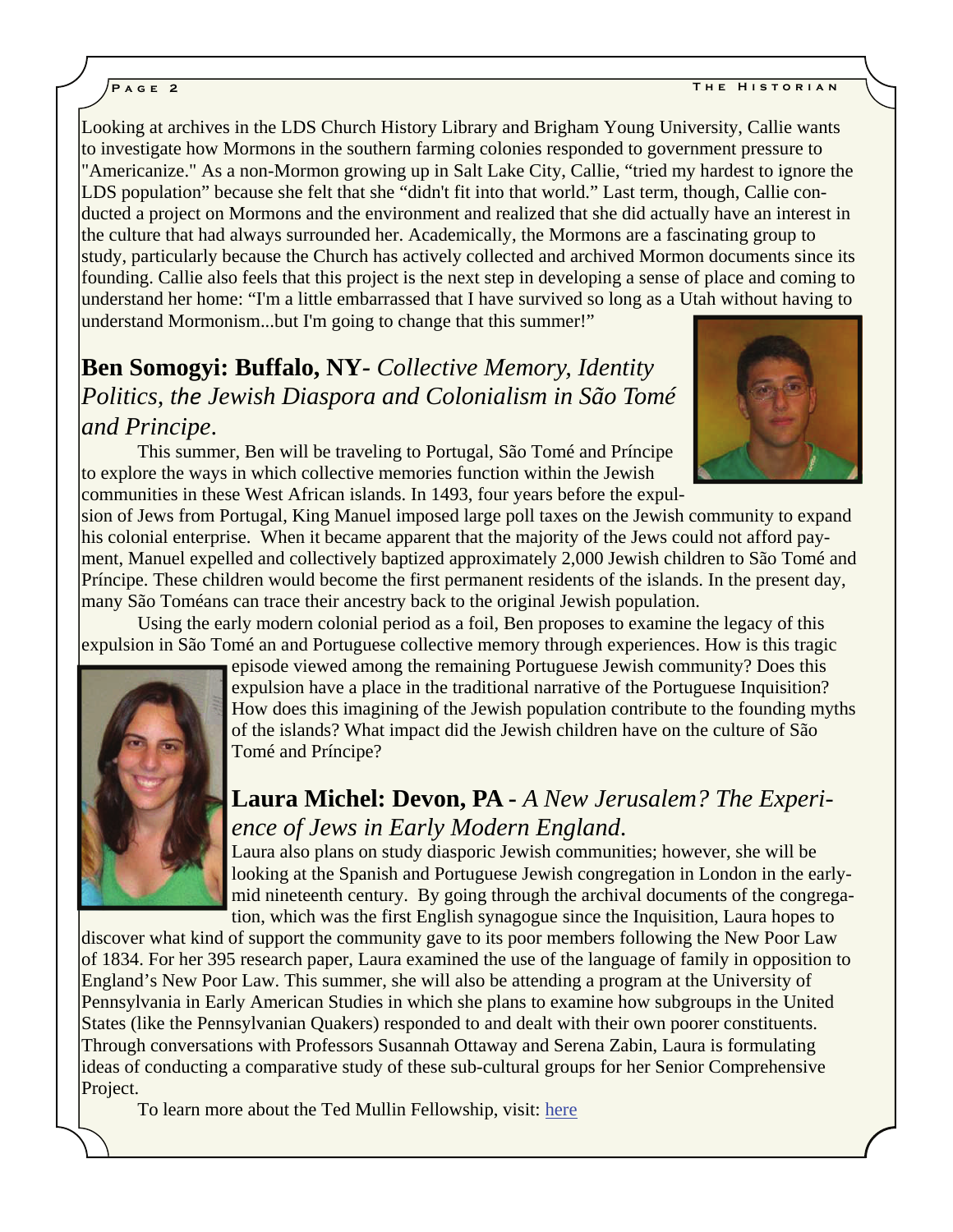Looking at archives in the LDS Church History Library and Brigham Young University, Callie wants to investigate how Mormons in the southern farming colonies responded to government pressure to "Americanize." As a non-Mormon growing up in Salt Lake City, Callie, "tried my hardest to ignore the LDS population" because she felt that she "didn't fit into that world." Last term, though, Callie conducted a project on Mormons and the environment and realized that she did actually have an interest in the culture that had always surrounded her. Academically, the Mormons are a fascinating group to study, particularly because the Church has actively collected and archived Mormon documents since its founding. Callie also feels that this project is the next step in developing a sense of place and coming to understand her home: "I'm a little embarrassed that I have survived so long as a Utah without having to understand Mormonism...but I'm going to change that this summer!"

## **Ben Somogyi: Buffalo, NY-** *Collective Memory, Identity Politics, the Jewish Diaspora and Colonialism in São Tomé and Principe*.

This summer, Ben will be traveling to Portugal, São Tomé and Príncipe to explore the ways in which collective memories function within the Jewish communities in these West African islands. In 1493, four years before the expulsion of Jews from Portugal, King Manuel imposed large poll taxes on the Jewish community to expand his colonial enterprise. When it became apparent that the majority of the Jews could not afford payment, Manuel expelled and collectively baptized approximately 2,000 Jewish children to São Tomé and Príncipe. These children would become the first permanent residents of the islands. In the present day, many São Toméans can trace their ancestry back to the original Jewish population.

Using the early modern colonial period as a foil, Ben proposes to examine the legacy of this expulsion in São Tomé an and Portuguese collective memory through experiences. How is this tragic episode viewed among the remaining Portuguese Jewish community? Does this expulsion have a place in the traditional narrative of the Portuguese Inquisition? How does this imagining of the Jewish population contribute to the founding myths of the islands? What impact did the Jewish children have on the culture of São Tomé and Príncipe?

## **Laura Michel: Devon, PA -** *A New Jerusalem? The Experience of Jews in Early Modern England*.

Laura also plans on study diasporic Jewish communities; however, she will be looking at the Spanish and Portuguese Jewish congregation in London in the early-mid nineteenth century. By going through the archival documents of the congregation, which was the first English synagogue since the Inquisition, Laura hopes to discover what kind of support the community gave to its poor members following the New Poor Law of 1834. For her 395 research paper, Laura examined the use of the language of family in opposition to England's New Poor Law. This summer, she will also be attending a program at the University of Pennsylvania in Early American Studies in which she plans to examine how subgroups in the United States (like the Pennsylvanian Quakers) responded to and dealt with their own poorer constituents. Through conversations with Professors Susannah Ottaway and Serena Zabin, Laura is formulating ideas of conducting a comparative study of these sub-cultural groups for her Senior Comprehensive Project.

To learn more about the Ted Mullin Fellowship, visit: here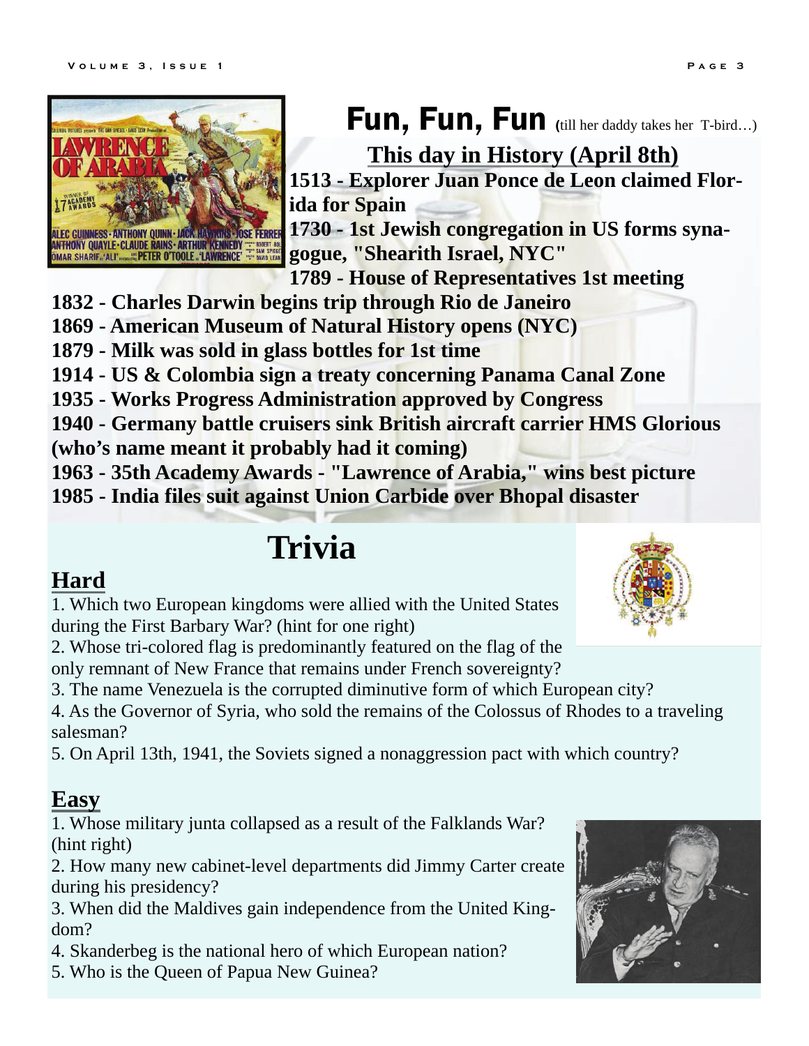# Fun, Fun, Fun (till her daddy takes her T-bird…)

## This day in History (April 8th)

**1513 - Explorer Juan Ponce de Leon claimed Florida for Spain**

**1730 - 1st Jewish congregation in US forms synagogue, "Shearith Israel, NYC"**

**1789 - House of Representatives 1st meeting**

**1832 - Charles Darwin begins trip through Rio de Janeiro**

**1869 - American Museum of Natural History opens (NYC)**

**1879 - Milk was sold in glass bottles for 1st time**

**1914 - US & Colombia sign a treaty concerning Panama Canal Zone**

**1935 - Works Progress Administration approved by Congress**

**1940 - Germany battle cruisers sink British aircraft carrier HMS Glorious (who's name meant it probably had it coming)**

**1963 - 35th Academy Awards - "Lawrence of Arabia," wins best picture**

**1985 - India files suit against Union Carbide over Bhopal disaster**

# Trivia

## Hard

1. Which two European kingdoms were allied with the United States during the First Barbary War? (hint for one right)
2. Whose tri-colored flag is predominantly featured on the flag of the only remnant of New France that remains under French sovereignty?
3. The name Venezuela is the corrupted diminutive form of which European city?
4. As the Governor of Syria, who sold the remains of the Colossus of Rhodes to a traveling salesman?
5. On April 13th, 1941, the Soviets signed a nonaggression pact with which country?

## Easy

1. Whose military junta collapsed as a result of the Falklands War? (hint right)
2. How many new cabinet-level departments did Jimmy Carter create during his presidency?
3. When did the Maldives gain independence from the United Kingdom?
4. Skanderbeg is the national hero of which European nation?
5. Who is the Queen of Papua New Guinea?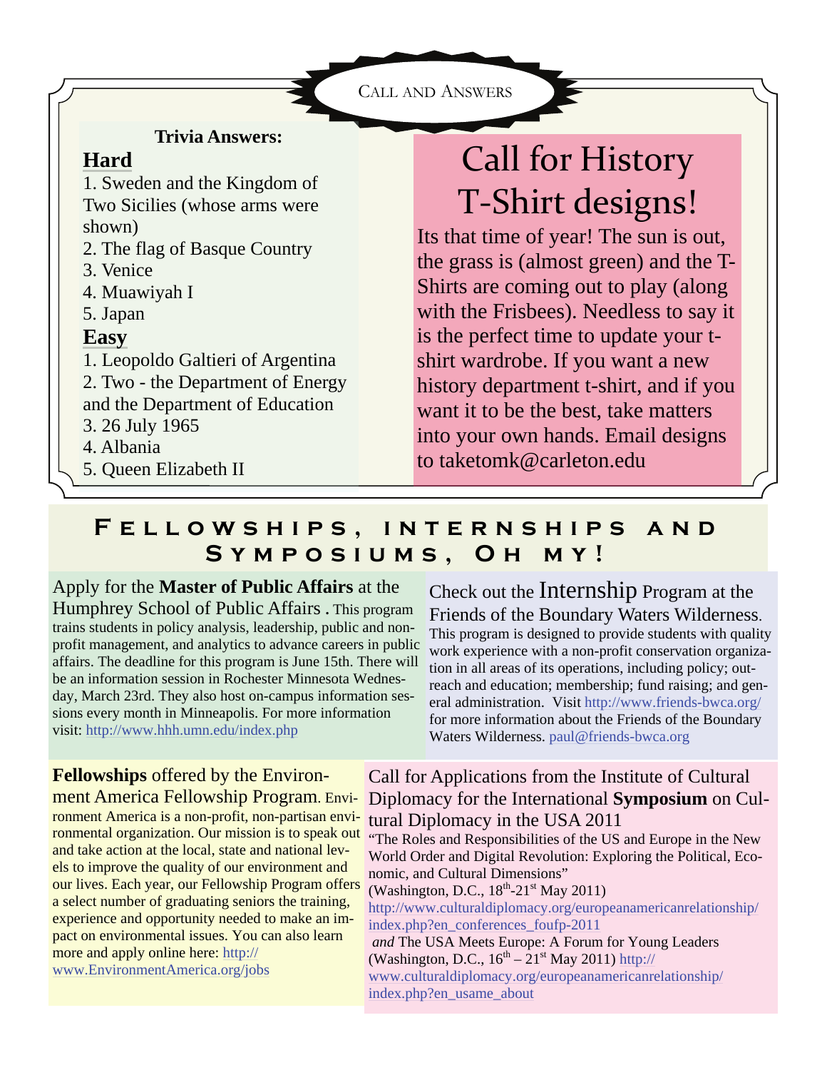CALL AND ANSWERS

**Trivia Answers:**

**Hard**

1. Sweden and the Kingdom of Two Sicilies (whose arms were shown)
2. The flag of Basque Country
3. Venice
4. Muawiyah I
5. Japan

**Easy**

1. Leopoldo Galtieri of Argentina
2. Two - the Department of Energy and the Department of Education
3. 26 July 1965
4. Albania
5. Queen Elizabeth II

# Call for History T-Shirt designs!

Its that time of year! The sun is out, the grass is (almost green) and the T-Shirts are coming out to play (along with the Frisbees). Needless to say it is the perfect time to update your t-shirt wardrobe. If you want a new history department t-shirt, and if you want it to be the best, take matters into your own hands. Email designs to taketomk@carleton.edu

## Fellowships, internships and Symposiums, Oh my!

Apply for the **Master of Public Affairs** at the Humphrey School of Public Affairs . This program trains students in policy analysis, leadership, public and non-profit management, and analytics to advance careers in public affairs. The deadline for this program is June 15th. There will be an information session in Rochester Minnesota Wednesday, March 23rd. They also host on-campus information sessions every month in Minneapolis. For more information visit: http://www.hhh.umn.edu/index.php

Check out the Internship Program at the Friends of the Boundary Waters Wilderness. This program is designed to provide students with quality work experience with a non-profit conservation organization in all areas of its operations, including policy; outreach and education; membership; fund raising; and general administration. Visit http://www.friends-bwca.org/ for more information about the Friends of the Boundary Waters Wilderness. paul@friends-bwca.org

**Fellowships** offered by the Environment America Fellowship Program. Environment America is a non-profit, non-partisan environmental organization. Our mission is to speak out and take action at the local, state and national levels to improve the quality of our environment and our lives. Each year, our Fellowship Program offers a select number of graduating seniors the training, experience and opportunity needed to make an impact on environmental issues. You can also learn more and apply online here: http://www.EnvironmentAmerica.org/jobs

Call for Applications from the Institute of Cultural Diplomacy for the International **Symposium** on Cultural Diplomacy in the USA 2011

"The Roles and Responsibilities of the US and Europe in the New World Order and Digital Revolution: Exploring the Political, Economic, and Cultural Dimensions"
(Washington, D.C., 18th-21st May 2011)
http://www.culturaldiplomacy.org/europeanamericanrelationship/index.php?en_conferences_foufp-2011

*and* The USA Meets Europe: A Forum for Young Leaders (Washington, D.C., 16th – 21st May 2011) http://www.culturaldiplomacy.org/europeanamericanrelationship/index.php?en_usame_about